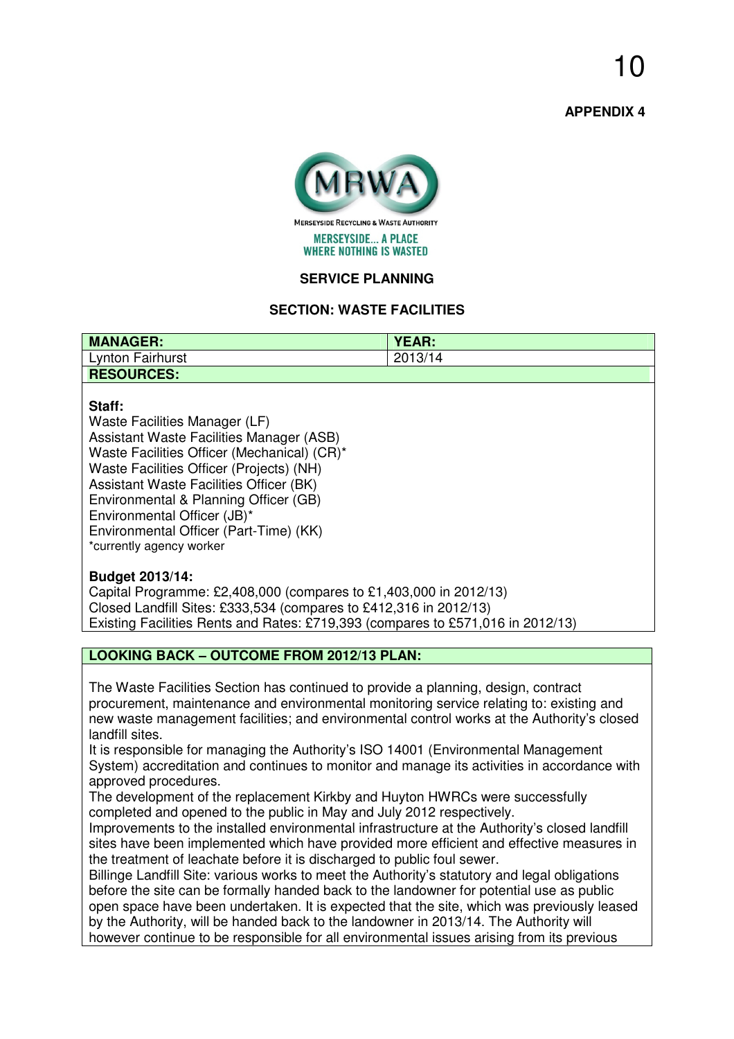**APPENDIX 4**

MERSEYSIDE RECYCLING & WASTE AUTHORITY

MERSEYSIDE... A PLACE WHERE NOTHING IS WASTED

## SERVICE PLANNING

## SECTION: WASTE FACILITIES

| MANAGER: | YEAR: |
|---|---|
| Lynton Fairhurst | 2013/14 |

**RESOURCES:**

**Staff:**

Waste Facilities Manager (LF)
Assistant Waste Facilities Manager (ASB)
Waste Facilities Officer (Mechanical) (CR)*
Waste Facilities Officer (Projects) (NH)
Assistant Waste Facilities Officer (BK)
Environmental & Planning Officer (GB)
Environmental Officer (JB)*
Environmental Officer (Part-Time) (KK)
*currently agency worker

**Budget 2013/14:**

Capital Programme: £2,408,000 (compares to £1,403,000 in 2012/13)
Closed Landfill Sites: £333,534 (compares to £412,316 in 2012/13)
Existing Facilities Rents and Rates: £719,393 (compares to £571,016 in 2012/13)

**LOOKING BACK – OUTCOME FROM 2012/13 PLAN:**

The Waste Facilities Section has continued to provide a planning, design, contract procurement, maintenance and environmental monitoring service relating to: existing and new waste management facilities; and environmental control works at the Authority's closed landfill sites.

It is responsible for managing the Authority's ISO 14001 (Environmental Management System) accreditation and continues to monitor and manage its activities in accordance with approved procedures.

The development of the replacement Kirkby and Huyton HWRCs were successfully completed and opened to the public in May and July 2012 respectively.

Improvements to the installed environmental infrastructure at the Authority's closed landfill sites have been implemented which have provided more efficient and effective measures in the treatment of leachate before it is discharged to public foul sewer.

Billinge Landfill Site: various works to meet the Authority's statutory and legal obligations before the site can be formally handed back to the landowner for potential use as public open space have been undertaken. It is expected that the site, which was previously leased by the Authority, will be handed back to the landowner in 2013/14. The Authority will however continue to be responsible for all environmental issues arising from its previous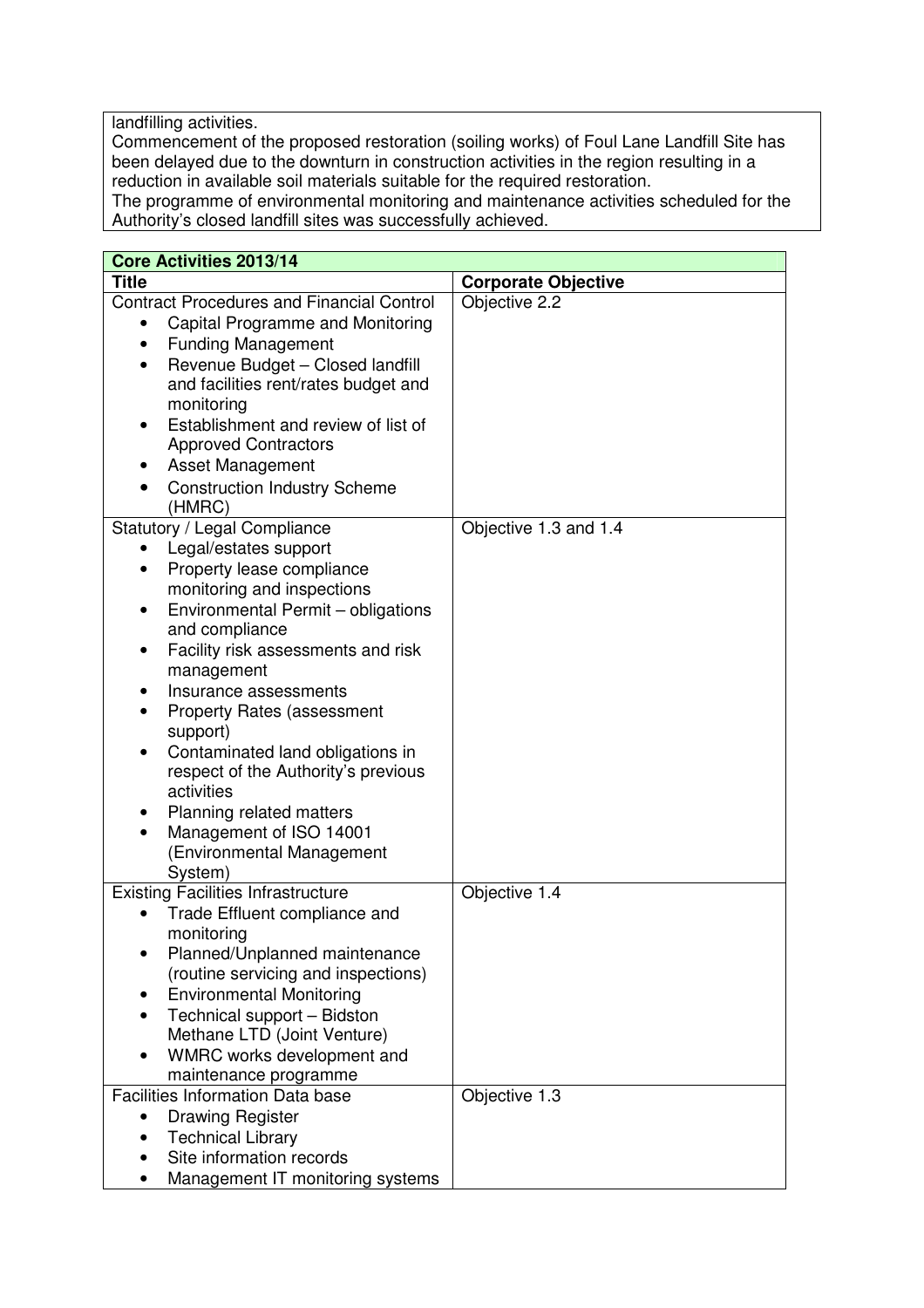landfilling activities.
Commencement of the proposed restoration (soiling works) of Foul Lane Landfill Site has been delayed due to the downturn in construction activities in the region resulting in a reduction in available soil materials suitable for the required restoration.
The programme of environmental monitoring and maintenance activities scheduled for the Authority's closed landfill sites was successfully achieved.

| **Core Activities 2013/14** | |
|---|---|
| **Title** | **Corporate Objective** |
| Contract Procedures and Financial Control<br>• Capital Programme and Monitoring<br>• Funding Management<br>• Revenue Budget – Closed landfill and facilities rent/rates budget and monitoring<br>• Establishment and review of list of Approved Contractors<br>• Asset Management<br>• Construction Industry Scheme (HMRC) | Objective 2.2 |
| Statutory / Legal Compliance<br>• Legal/estates support<br>• Property lease compliance monitoring and inspections<br>• Environmental Permit – obligations and compliance<br>• Facility risk assessments and risk management<br>• Insurance assessments<br>• Property Rates (assessment support)<br>• Contaminated land obligations in respect of the Authority's previous activities<br>• Planning related matters<br>• Management of ISO 14001 (Environmental Management System) | Objective 1.3 and 1.4 |
| Existing Facilities Infrastructure<br>• Trade Effluent compliance and monitoring<br>• Planned/Unplanned maintenance (routine servicing and inspections)<br>• Environmental Monitoring<br>• Technical support – Bidston Methane LTD (Joint Venture)<br>• WMRC works development and maintenance programme | Objective 1.4 |
| Facilities Information Data base<br>• Drawing Register<br>• Technical Library<br>• Site information records<br>• Management IT monitoring systems | Objective 1.3 |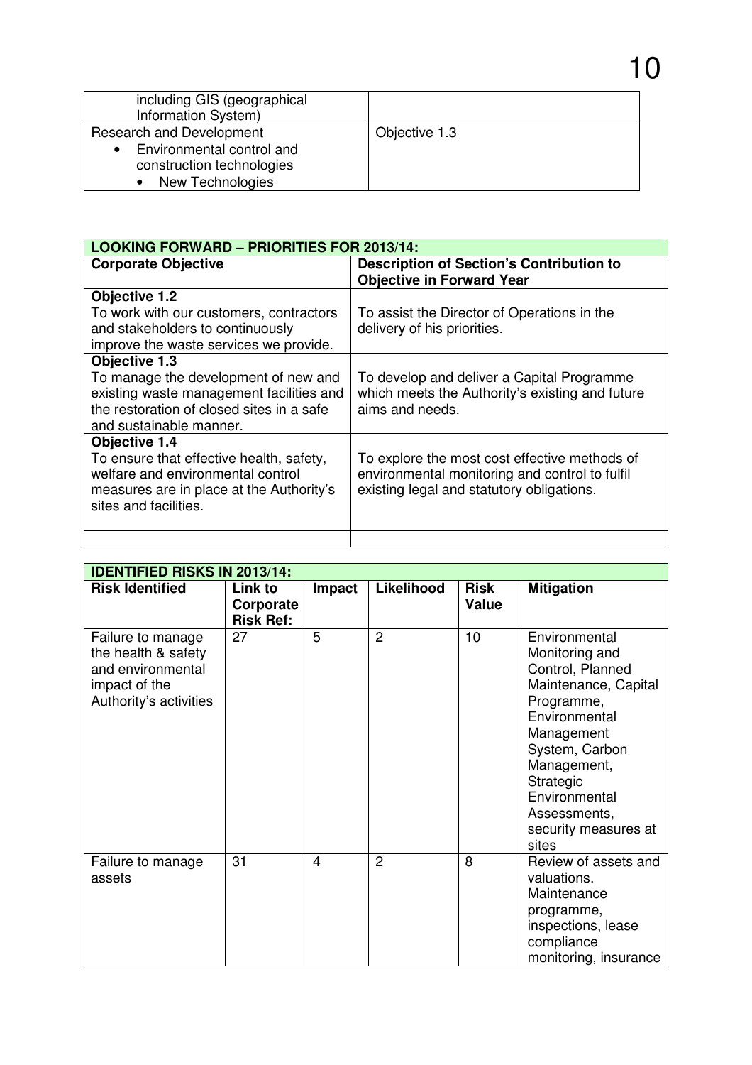| | |
|---|---|
| including GIS (geographical Information System) | |
| Research and Development<br>• Environmental control and construction technologies<br>• New Technologies | Objective 1.3 |

| **LOOKING FORWARD – PRIORITIES FOR 2013/14:** | |
|---|---|
| **Corporate Objective** | **Description of Section's Contribution to Objective in Forward Year** |
| **Objective 1.2**<br>To work with our customers, contractors and stakeholders to continuously improve the waste services we provide. | To assist the Director of Operations in the delivery of his priorities. |
| **Objective 1.3**<br>To manage the development of new and existing waste management facilities and the restoration of closed sites in a safe and sustainable manner. | To develop and deliver a Capital Programme which meets the Authority's existing and future aims and needs. |
| **Objective 1.4**<br>To ensure that effective health, safety, welfare and environmental control measures are in place at the Authority's sites and facilities. | To explore the most cost effective methods of environmental monitoring and control to fulfil existing legal and statutory obligations. |
| | |

| **IDENTIFIED RISKS IN 2013/14:** | | | | | |
|---|---|---|---|---|---|
| **Risk Identified** | **Link to Corporate Risk Ref:** | **Impact** | **Likelihood** | **Risk Value** | **Mitigation** |
| Failure to manage the health & safety and environmental impact of the Authority's activities | 27 | 5 | 2 | 10 | Environmental Monitoring and Control, Planned Maintenance, Capital Programme, Environmental Management System, Carbon Management, Strategic Environmental Assessments, security measures at sites |
| Failure to manage assets | 31 | 4 | 2 | 8 | Review of assets and valuations. Maintenance programme, inspections, lease compliance monitoring, insurance |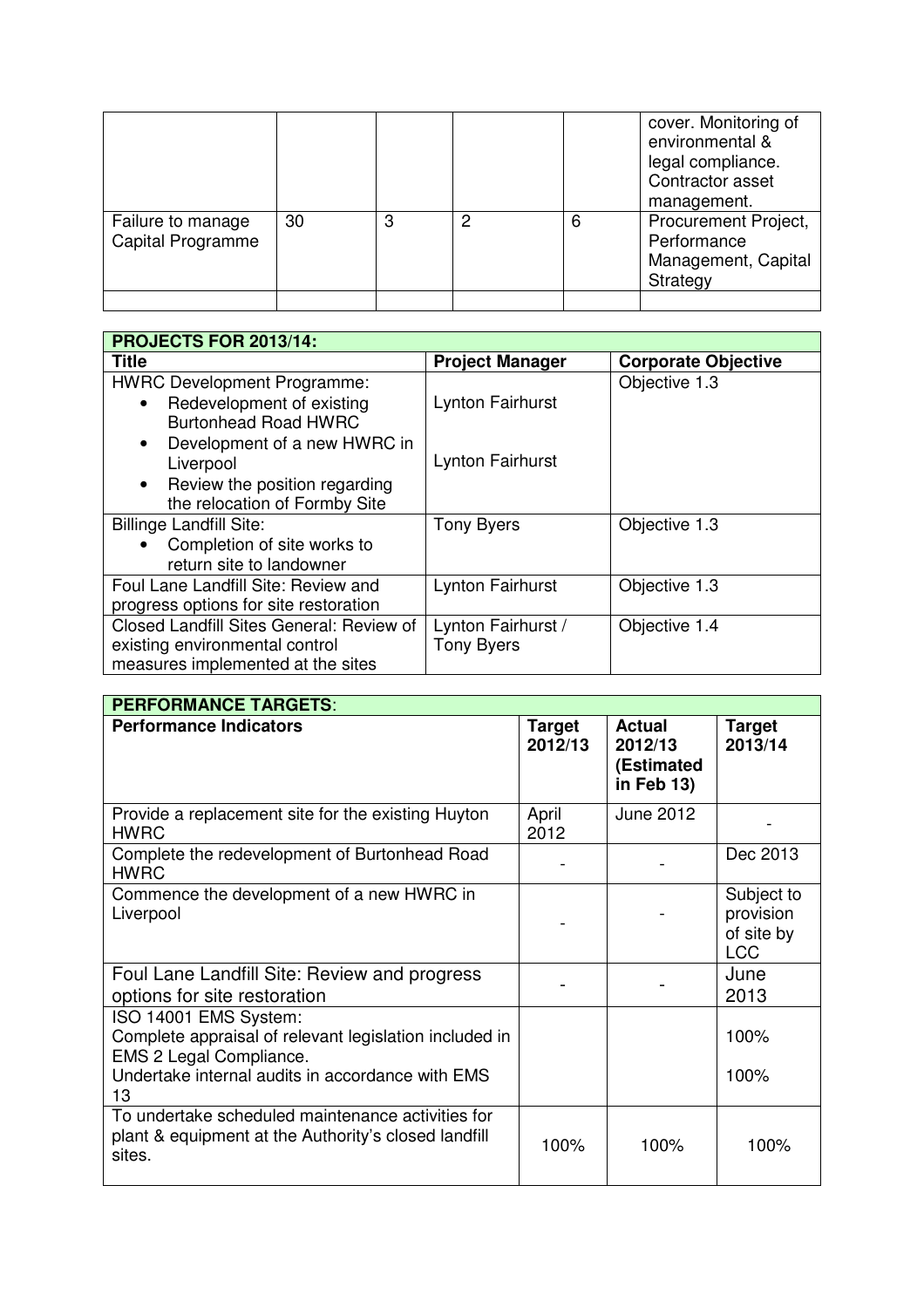| | | | | | |
|---|---|---|---|---|---|
| | | | | | cover. Monitoring of environmental & legal compliance. Contractor asset management. |
| Failure to manage Capital Programme | 30 | 3 | 2 | 6 | Procurement Project, Performance Management, Capital Strategy |
| | | | | | |

| PROJECTS FOR 2013/14: | | |
|---|---|---|
| **Title** | **Project Manager** | **Corporate Objective** |
| HWRC Development Programme:<br>• Redevelopment of existing Burtonhead Road HWRC<br>• Development of a new HWRC in Liverpool<br>• Review the position regarding the relocation of Formby Site | <br>Lynton Fairhurst<br><br>Lynton Fairhurst | Objective 1.3 |
| Billinge Landfill Site:<br>• Completion of site works to return site to landowner | Tony Byers | Objective 1.3 |
| Foul Lane Landfill Site: Review and progress options for site restoration | Lynton Fairhurst | Objective 1.3 |
| Closed Landfill Sites General: Review of existing environmental control measures implemented at the sites | Lynton Fairhurst / Tony Byers | Objective 1.4 |

| PERFORMANCE TARGETS: | | | |
|---|---|---|---|
| **Performance Indicators** | **Target 2012/13** | **Actual 2012/13 (Estimated in Feb 13)** | **Target 2013/14** |
| Provide a replacement site for the existing Huyton HWRC | April 2012 | June 2012 | - |
| Complete the redevelopment of Burtonhead Road HWRC | - | - | Dec 2013 |
| Commence the development of a new HWRC in Liverpool | - | - | Subject to provision of site by LCC |
| Foul Lane Landfill Site: Review and progress options for site restoration | - | - | June 2013 |
| ISO 14001 EMS System:<br>Complete appraisal of relevant legislation included in EMS 2 Legal Compliance.<br>Undertake internal audits in accordance with EMS 13 | | | <br>100%<br><br>100% |
| To undertake scheduled maintenance activities for plant & equipment at the Authority's closed landfill sites. | 100% | 100% | 100% |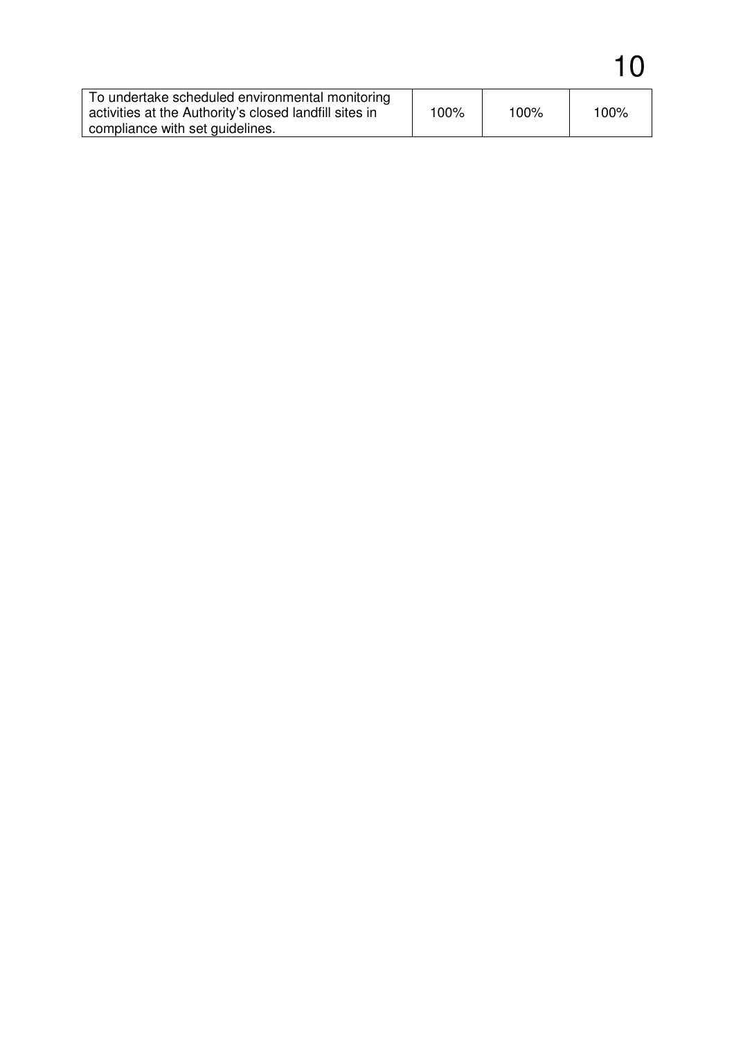| | | | |
|---|---|---|---|
| To undertake scheduled environmental monitoring activities at the Authority's closed landfill sites in compliance with set guidelines. | 100% | 100% | 100% |